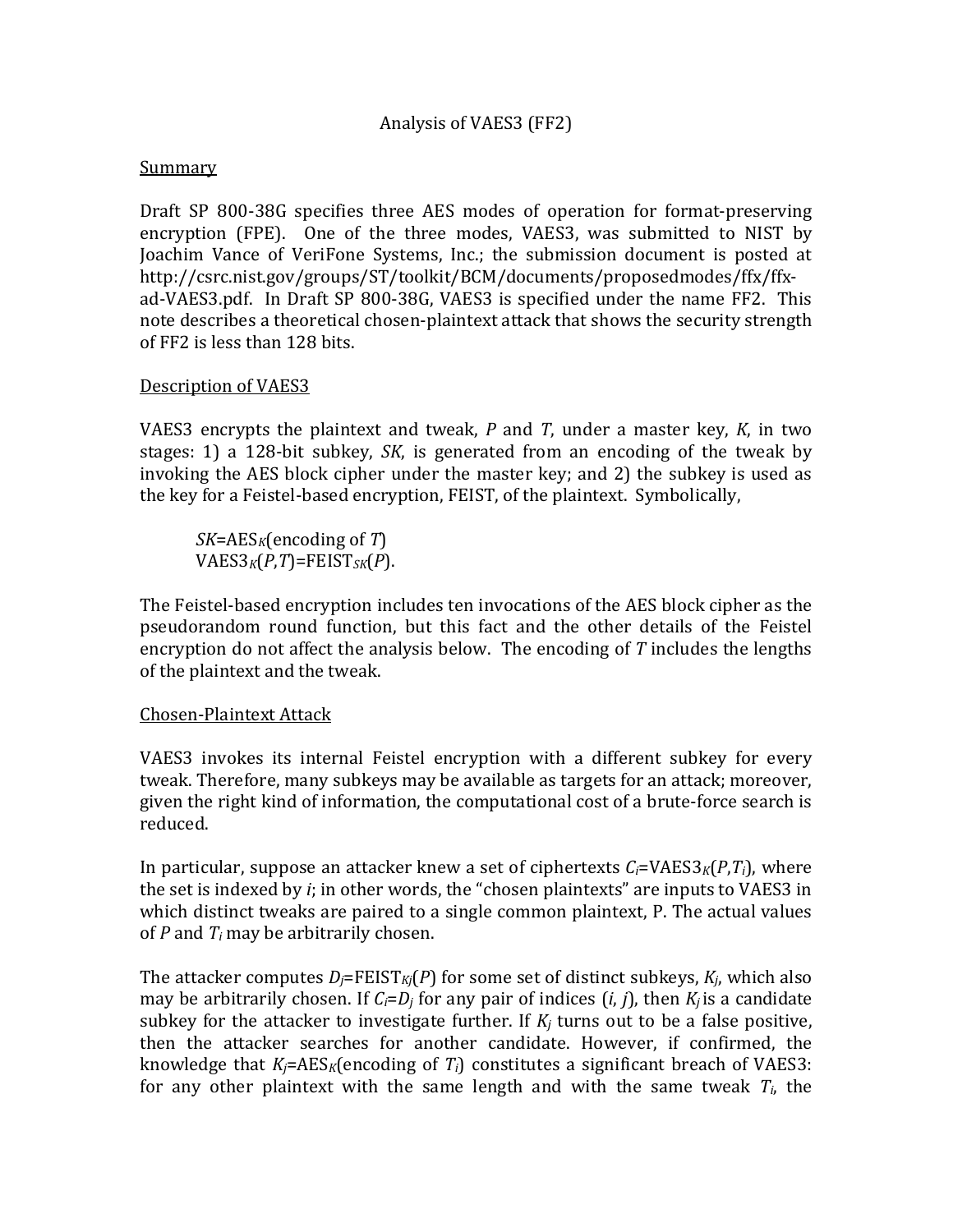# Analysis of VAES3 (FF2)

## Summary

Draft SP 800-38G specifies three AES modes of operation for format-preserving encryption (FPE). One of the three modes, VAES3, was submitted to NIST by Joachim Vance of VeriFone Systems, Inc.; the submission document is posted at http://csrc.nist.gov/groups/ST/toolkit/BCM/documents/proposedmodes/ffx/ffx-ad-VAES3.pdf. In Draft SP 800-38G, VAES3 is specified under the name FF2. This note describes a theoretical chosen-plaintext attack that shows the security strength of FF2 is less than 128 bits.

## Description of VAES3

VAES3 encrypts the plaintext and tweak, *P* and *T*, under a master key, *K*, in two stages: 1) a 128-bit subkey, *SK*, is generated from an encoding of the tweak by invoking the AES block cipher under the master key; and 2) the subkey is used as the key for a Feistel-based encryption, FEIST, of the plaintext. Symbolically,

$SK = \mathrm{AES}_K(\text{encoding of } T)$
$\mathrm{VAES3}_K(P,T) = \mathrm{FEIST}_{SK}(P)$.

The Feistel-based encryption includes ten invocations of the AES block cipher as the pseudorandom round function, but this fact and the other details of the Feistel encryption do not affect the analysis below. The encoding of *T* includes the lengths of the plaintext and the tweak.

## Chosen-Plaintext Attack

VAES3 invokes its internal Feistel encryption with a different subkey for every tweak. Therefore, many subkeys may be available as targets for an attack; moreover, given the right kind of information, the computational cost of a brute-force search is reduced.

In particular, suppose an attacker knew a set of ciphertexts $C_i = \mathrm{VAES3}_K(P, T_i)$, where the set is indexed by *i*; in other words, the "chosen plaintexts" are inputs to VAES3 in which distinct tweaks are paired to a single common plaintext, P. The actual values of *P* and $T_i$ may be arbitrarily chosen.

The attacker computes $D_j = \mathrm{FEIST}_{K_j}(P)$ for some set of distinct subkeys, $K_j$, which also may be arbitrarily chosen. If $C_i = D_j$ for any pair of indices (*i*, *j*), then $K_j$ is a candidate subkey for the attacker to investigate further. If $K_j$ turns out to be a false positive, then the attacker searches for another candidate. However, if confirmed, the knowledge that $K_j = \mathrm{AES}_K(\text{encoding of } T_i)$ constitutes a significant breach of VAES3: for any other plaintext with the same length and with the same tweak $T_i$, the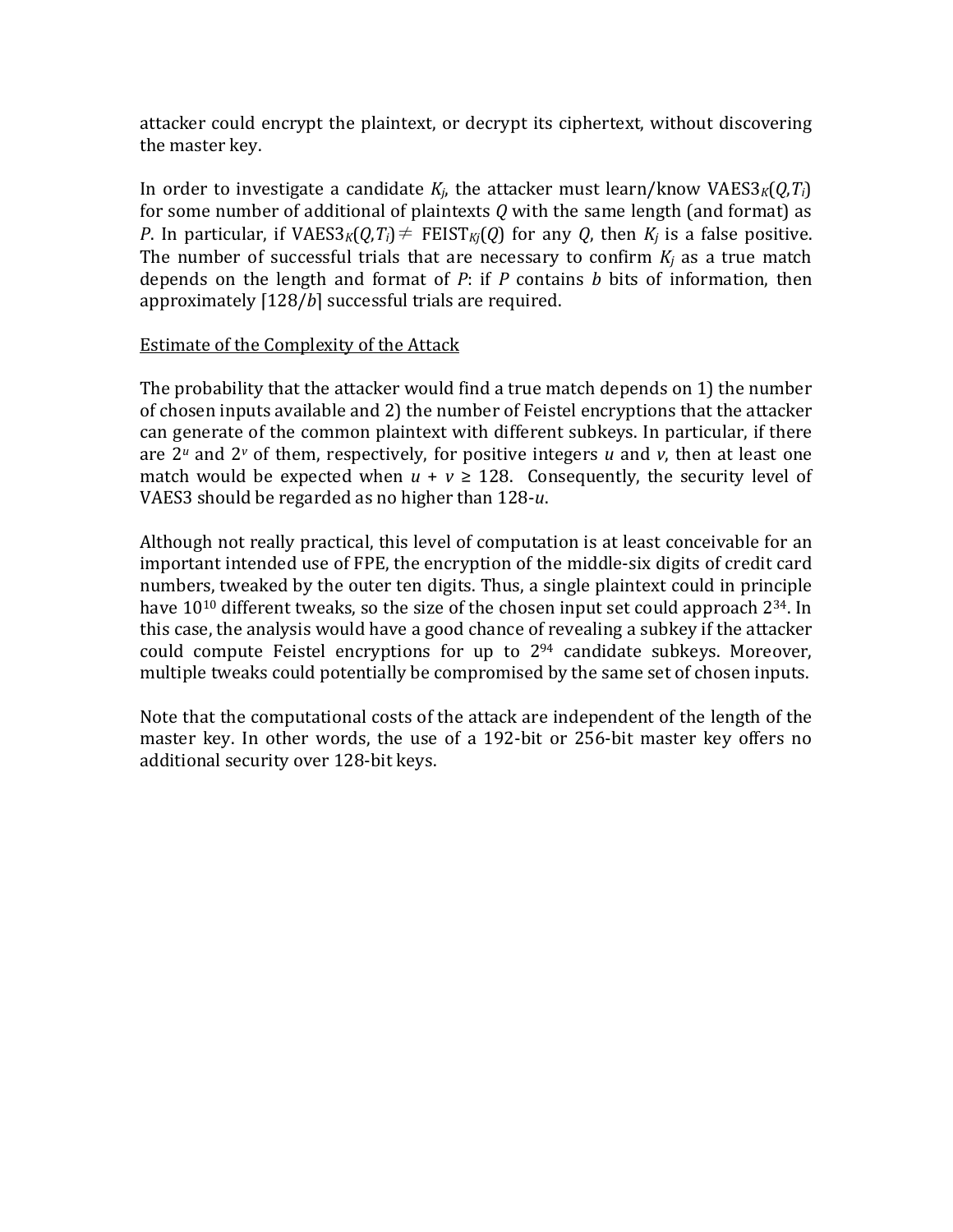attacker could encrypt the plaintext, or decrypt its ciphertext, without discovering the master key.

In order to investigate a candidate $K_j$, the attacker must learn/know $\text{VAES3}_K(Q,T_i)$ for some number of additional of plaintexts $Q$ with the same length (and format) as $P$. In particular, if $\text{VAES3}_K(Q,T_i) \neq \text{FEIST}_{K_j}(Q)$ for any $Q$, then $K_j$ is a false positive. The number of successful trials that are necessary to confirm $K_j$ as a true match depends on the length and format of $P$: if $P$ contains $b$ bits of information, then approximately $\lceil 128/b \rceil$ successful trials are required.

Estimate of the Complexity of the Attack

The probability that the attacker would find a true match depends on 1) the number of chosen inputs available and 2) the number of Feistel encryptions that the attacker can generate of the common plaintext with different subkeys. In particular, if there are $2^u$ and $2^v$ of them, respectively, for positive integers $u$ and $v$, then at least one match would be expected when $u + v \geq 128$. Consequently, the security level of VAES3 should be regarded as no higher than $128\text{-}u$.

Although not really practical, this level of computation is at least conceivable for an important intended use of FPE, the encryption of the middle-six digits of credit card numbers, tweaked by the outer ten digits. Thus, a single plaintext could in principle have $10^{10}$ different tweaks, so the size of the chosen input set could approach $2^{34}$. In this case, the analysis would have a good chance of revealing a subkey if the attacker could compute Feistel encryptions for up to $2^{94}$ candidate subkeys. Moreover, multiple tweaks could potentially be compromised by the same set of chosen inputs.

Note that the computational costs of the attack are independent of the length of the master key. In other words, the use of a 192-bit or 256-bit master key offers no additional security over 128-bit keys.